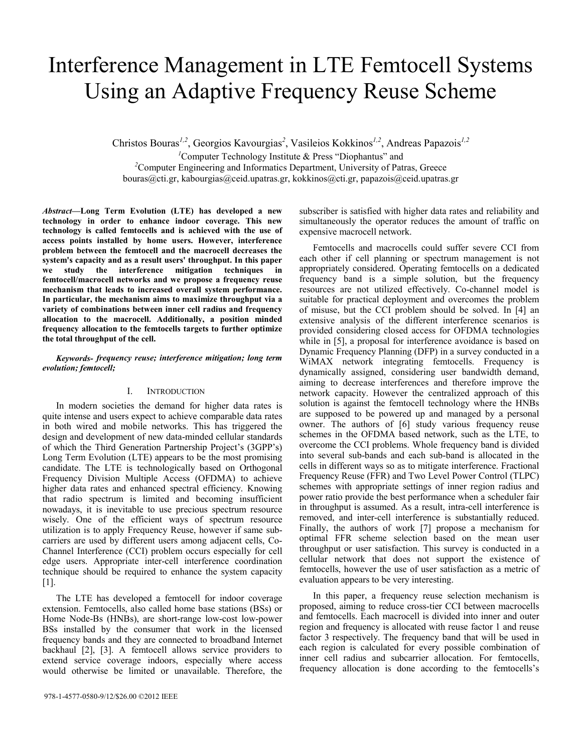# Interference Management in LTE Femtocell Systems Using an Adaptive Frequency Reuse Scheme

Christos Bouras[1,2], Georgios Kavourgias[2], Vasileios Kokkinos[1,2], Andreas Papazois[1,2]

[1]Computer Technology Institute & Press "Diophantus" and

[2]Computer Engineering and Informatics Department, University of Patras, Greece

bouras@cti.gr, kabourgias@ceid.upatras.gr, kokkinos@cti.gr, papazois@ceid.upatras.gr

***Abstract*—Long Term Evolution (LTE) has developed a new technology in order to enhance indoor coverage. This new technology is called femtocells and is achieved with the use of access points installed by home users. However, interference problem between the femtocell and the macrocell decreases the system's capacity and as a result users' throughput. In this paper we study the interference mitigation techniques in femtocell/macrocell networks and we propose a frequency reuse mechanism that leads to increased overall system performance. In particular, the mechanism aims to maximize throughput via a variety of combinations between inner cell radius and frequency allocation to the macrocell. Additionally, a position minded frequency allocation to the femtocells targets to further optimize the total throughput of the cell.**

***Keywords- frequency reuse; interference mitigation; long term evolution; femtocell;***

## I. Introduction

In modern societies the demand for higher data rates is quite intense and users expect to achieve comparable data rates in both wired and mobile networks. This has triggered the design and development of new data-minded cellular standards of which the Third Generation Partnership Project's (3GPP's) Long Term Evolution (LTE) appears to be the most promising candidate. The LTE is technologically based on Orthogonal Frequency Division Multiple Access (OFDMA) to achieve higher data rates and enhanced spectral efficiency. Knowing that radio spectrum is limited and becoming insufficient nowadays, it is inevitable to use precious spectrum resource wisely. One of the efficient ways of spectrum resource utilization is to apply Frequency Reuse, however if same sub-carriers are used by different users among adjacent cells, Co-Channel Interference (CCI) problem occurs especially for cell edge users. Appropriate inter-cell interference coordination technique should be required to enhance the system capacity [1].

The LTE has developed a femtocell for indoor coverage extension. Femtocells, also called home base stations (BSs) or Home Node-Bs (HNBs), are short-range low-cost low-power BSs installed by the consumer that work in the licensed frequency bands and they are connected to broadband Internet backhaul [2], [3]. A femtocell allows service providers to extend service coverage indoors, especially where access would otherwise be limited or unavailable. Therefore, the subscriber is satisfied with higher data rates and reliability and simultaneously the operator reduces the amount of traffic on expensive macrocell network.

Femtocells and macrocells could suffer severe CCI from each other if cell planning or spectrum management is not appropriately considered. Operating femtocells on a dedicated frequency band is a simple solution, but the frequency resources are not utilized effectively. Co-channel model is suitable for practical deployment and overcomes the problem of misuse, but the CCI problem should be solved. In [4] an extensive analysis of the different interference scenarios is provided considering closed access for OFDMA technologies while in [5], a proposal for interference avoidance is based on Dynamic Frequency Planning (DFP) in a survey conducted in a WiMAX network integrating femtocells. Frequency is dynamically assigned, considering user bandwidth demand, aiming to decrease interferences and therefore improve the network capacity. However the centralized approach of this solution is against the femtocell technology where the HNBs are supposed to be powered up and managed by a personal owner. The authors of [6] study various frequency reuse schemes in the OFDMA based network, such as the LTE, to overcome the CCI problems. Whole frequency band is divided into several sub-bands and each sub-band is allocated in the cells in different ways so as to mitigate interference. Fractional Frequency Reuse (FFR) and Two Level Power Control (TLPC) schemes with appropriate settings of inner region radius and power ratio provide the best performance when a scheduler fair in throughput is assumed. As a result, intra-cell interference is removed, and inter-cell interference is substantially reduced. Finally, the authors of work [7] propose a mechanism for optimal FFR scheme selection based on the mean user throughput or user satisfaction. This survey is conducted in a cellular network that does not support the existence of femtocells, however the use of user satisfaction as a metric of evaluation appears to be very interesting.

In this paper, a frequency reuse selection mechanism is proposed, aiming to reduce cross-tier CCI between macrocells and femtocells. Each macrocell is divided into inner and outer region and frequency is allocated with reuse factor 1 and reuse factor 3 respectively. The frequency band that will be used in each region is calculated for every possible combination of inner cell radius and subcarrier allocation. For femtocells, frequency allocation is done according to the femtocells's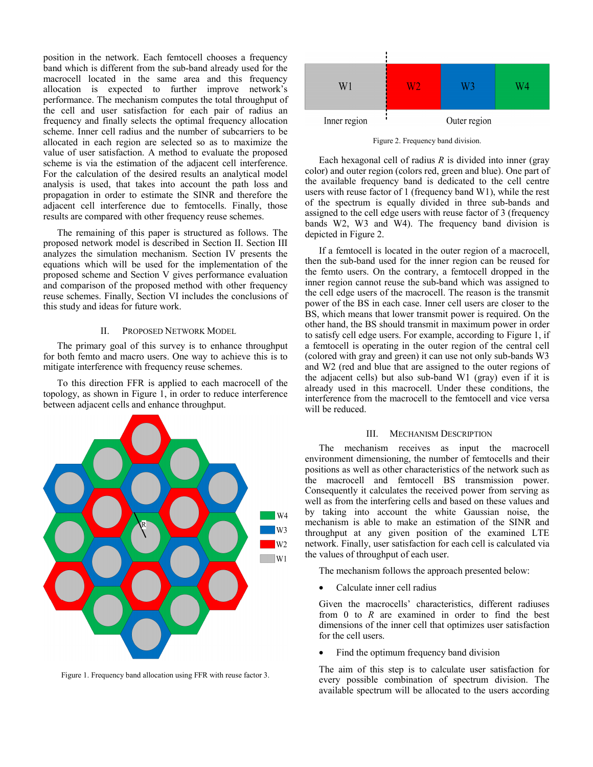position in the network. Each femtocell chooses a frequency band which is different from the sub-band already used for the macrocell located in the same area and this frequency allocation is expected to further improve network's performance. The mechanism computes the total throughput of the cell and user satisfaction for each pair of radius an frequency and finally selects the optimal frequency allocation scheme. Inner cell radius and the number of subcarriers to be allocated in each region are selected so as to maximize the value of user satisfaction. A method to evaluate the proposed scheme is via the estimation of the adjacent cell interference. For the calculation of the desired results an analytical model analysis is used, that takes into account the path loss and propagation in order to estimate the SINR and therefore the adjacent cell interference due to femtocells. Finally, those results are compared with other frequency reuse schemes.

The remaining of this paper is structured as follows. The proposed network model is described in Section II. Section III analyzes the simulation mechanism. Section IV presents the equations which will be used for the implementation of the proposed scheme and Section V gives performance evaluation and comparison of the proposed method with other frequency reuse schemes. Finally, Section VI includes the conclusions of this study and ideas for future work.

## II. Proposed Network Model

The primary goal of this survey is to enhance throughput for both femto and macro users. One way to achieve this is to mitigate interference with frequency reuse schemes.

To this direction FFR is applied to each macrocell of the topology, as shown in Figure 1, in order to reduce interference between adjacent cells and enhance throughput.

R

W4
W3
W2
W1

Figure 1. Frequency band allocation using FFR with reuse factor 3.

W1
W2
W3
W4
Inner region
Outer region

Figure 2. Frequency band division.

Each hexagonal cell of radius *R* is divided into inner (gray color) and outer region (colors red, green and blue). One part of the available frequency band is dedicated to the cell centre users with reuse factor of 1 (frequency band W1), while the rest of the spectrum is equally divided in three sub-bands and assigned to the cell edge users with reuse factor of 3 (frequency bands W2, W3 and W4). The frequency band division is depicted in Figure 2.

If a femtocell is located in the outer region of a macrocell, then the sub-band used for the inner region can be reused for the femto users. On the contrary, a femtocell dropped in the inner region cannot reuse the sub-band which was assigned to the cell edge users of the macrocell. The reason is the transmit power of the BS in each case. Inner cell users are closer to the BS, which means that lower transmit power is required. On the other hand, the BS should transmit in maximum power in order to satisfy cell edge users. For example, according to Figure 1, if a femtocell is operating in the outer region of the central cell (colored with gray and green) it can use not only sub-bands W3 and W2 (red and blue that are assigned to the outer regions of the adjacent cells) but also sub-band W1 (gray) even if it is already used in this macrocell. Under these conditions, the interference from the macrocell to the femtocell and vice versa will be reduced.

## III. Mechanism Description

The mechanism receives as input the macrocell environment dimensioning, the number of femtocells and their positions as well as other characteristics of the network such as the macrocell and femtocell BS transmission power. Consequently it calculates the received power from serving as well as from the interfering cells and based on these values and by taking into account the white Gaussian noise, the mechanism is able to make an estimation of the SINR and throughput at any given position of the examined LTE network. Finally, user satisfaction for each cell is calculated via the values of throughput of each user.

The mechanism follows the approach presented below:

- Calculate inner cell radius

Given the macrocells' characteristics, different radiuses from 0 to *R* are examined in order to find the best dimensions of the inner cell that optimizes user satisfaction for the cell users.

- Find the optimum frequency band division

The aim of this step is to calculate user satisfaction for every possible combination of spectrum division. The available spectrum will be allocated to the users according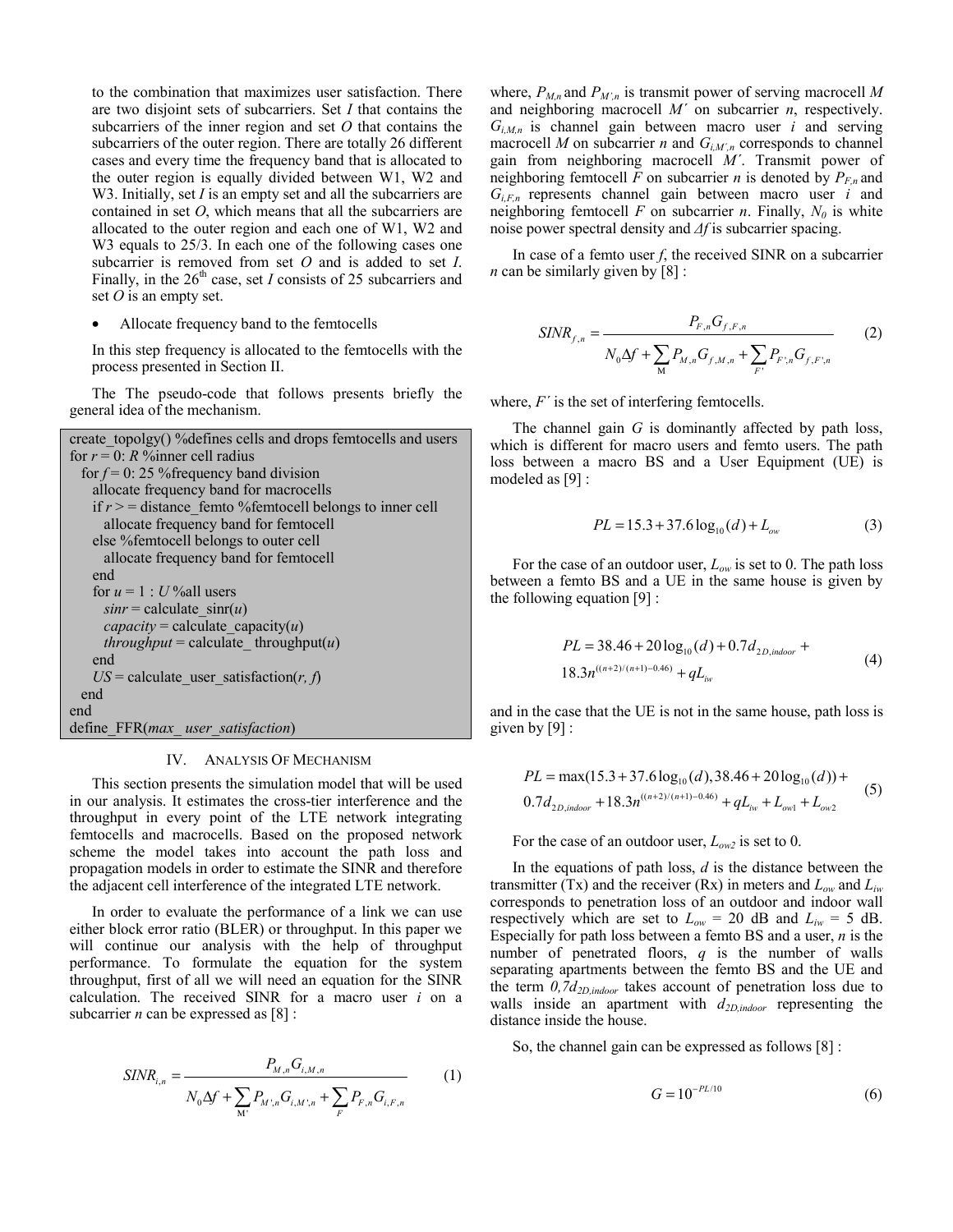to the combination that maximizes user satisfaction. There are two disjoint sets of subcarriers. Set $I$ that contains the subcarriers of the inner region and set $O$ that contains the subcarriers of the outer region. There are totally 26 different cases and every time the frequency band that is allocated to the outer region is equally divided between W1, W2 and W3. Initially, set $I$ is an empty set and all the subcarriers are contained in set $O$, which means that all the subcarriers are allocated to the outer region and each one of W1, W2 and W3 equals to 25/3. In each one of the following cases one subcarrier is removed from set $O$ and is added to set $I$. Finally, in the 26[th] case, set $I$ consists of 25 subcarriers and set $O$ is an empty set.

- Allocate frequency band to the femtocells

In this step frequency is allocated to the femtocells with the process presented in Section II.

The The pseudo-code that follows presents briefly the general idea of the mechanism.

```
create_topolgy() %defines cells and drops femtocells and users
for r = 0: R %inner cell radius
  for f = 0: 25 %frequency band division
    allocate frequency band for macrocells
    if r > = distance_femto %femtocell belongs to inner cell
      allocate frequency band for femtocell
    else %femtocell belongs to outer cell
      allocate frequency band for femtocell
    end
    for u = 1 : U %all users
      sinr = calculate_sinr(u)
      capacity = calculate_capacity(u)
      throughput = calculate_ throughput(u)
    end
    US = calculate_user_satisfaction(r, f)
  end
end
define_FFR(max_ user_satisfaction)
```

## IV. Analysis Of Mechanism

This section presents the simulation model that will be used in our analysis. It estimates the cross-tier interference and the throughput in every point of the LTE network integrating femtocells and macrocells. Based on the proposed network scheme the model takes into account the path loss and propagation models in order to estimate the SINR and therefore the adjacent cell interference of the integrated LTE network.

In order to evaluate the performance of a link we can use either block error ratio (BLER) or throughput. In this paper we will continue our analysis with the help of throughput performance. To formulate the equation for the system throughput, first of all we will need an equation for the SINR calculation. The received SINR for a macro user $i$ on a subcarrier $n$ can be expressed as [8] :

$$SINR_{i,n} = \frac{P_{M,n} G_{i,M,n}}{N_0 \Delta f + \sum_{M'} P_{M',n} G_{i,M',n} + \sum_{F} P_{F,n} G_{i,F,n}} \quad (1)$$

where, $P_{M,n}$ and $P_{M',n}$ is transmit power of serving macrocell $M$ and neighboring macrocell $M'$ on subcarrier $n$, respectively. $G_{i,M,n}$ is channel gain between macro user $i$ and serving macrocell $M$ on subcarrier $n$ and $G_{i,M',n}$ corresponds to channel gain from neighboring macrocell $M'$. Transmit power of neighboring femtocell $F$ on subcarrier $n$ is denoted by $P_{F,n}$ and $G_{i,F,n}$ represents channel gain between macro user $i$ and neighboring femtocell $F$ on subcarrier $n$. Finally, $N_0$ is white noise power spectral density and $\Delta f$ is subcarrier spacing.

In case of a femto user $f$, the received SINR on a subcarrier $n$ can be similarly given by [8] :

$$SINR_{f,n} = \frac{P_{F,n} G_{f,F,n}}{N_0 \Delta f + \sum_{M} P_{M,n} G_{f,M,n} + \sum_{F'} P_{F',n} G_{f,F',n}} \quad (2)$$

where, $F'$ is the set of interfering femtocells.

The channel gain $G$ is dominantly affected by path loss, which is different for macro users and femto users. The path loss between a macro BS and a User Equipment (UE) is modeled as [9] :

$$PL = 15.3 + 37.6 \log_{10}(d) + L_{ow} \quad (3)$$

For the case of an outdoor user, $L_{ow}$ is set to 0. The path loss between a femto BS and a UE in the same house is given by the following equation [9] :

$$PL = 38.46 + 20 \log_{10}(d) + 0.7 d_{2D,indoor} + 18.3 n^{((n+2)/(n+1)-0.46)} + q L_{iw} \quad (4)$$

and in the case that the UE is not in the same house, path loss is given by [9] :

$$PL = \max(15.3 + 37.6 \log_{10}(d), 38.46 + 20 \log_{10}(d)) + 0.7 d_{2D,indoor} + 18.3 n^{((n+2)/(n+1)-0.46)} + q L_{iw} + L_{ow1} + L_{ow2} \quad (5)$$

For the case of an outdoor user, $L_{ow2}$ is set to 0.

In the equations of path loss, $d$ is the distance between the transmitter (Tx) and the receiver (Rx) in meters and $L_{ow}$ and $L_{iw}$ corresponds to penetration loss of an outdoor and indoor wall respectively which are set to $L_{ow}$ = 20 dB and $L_{iw}$ = 5 dB. Especially for path loss between a femto BS and a user, $n$ is the number of penetrated floors, $q$ is the number of walls separating apartments between the femto BS and the UE and the term $0{,}7d_{2D,indoor}$ takes account of penetration loss due to walls inside an apartment with $d_{2D,indoor}$ representing the distance inside the house.

So, the channel gain can be expressed as follows [8] :

$$G = 10^{-PL/10} \quad (6)$$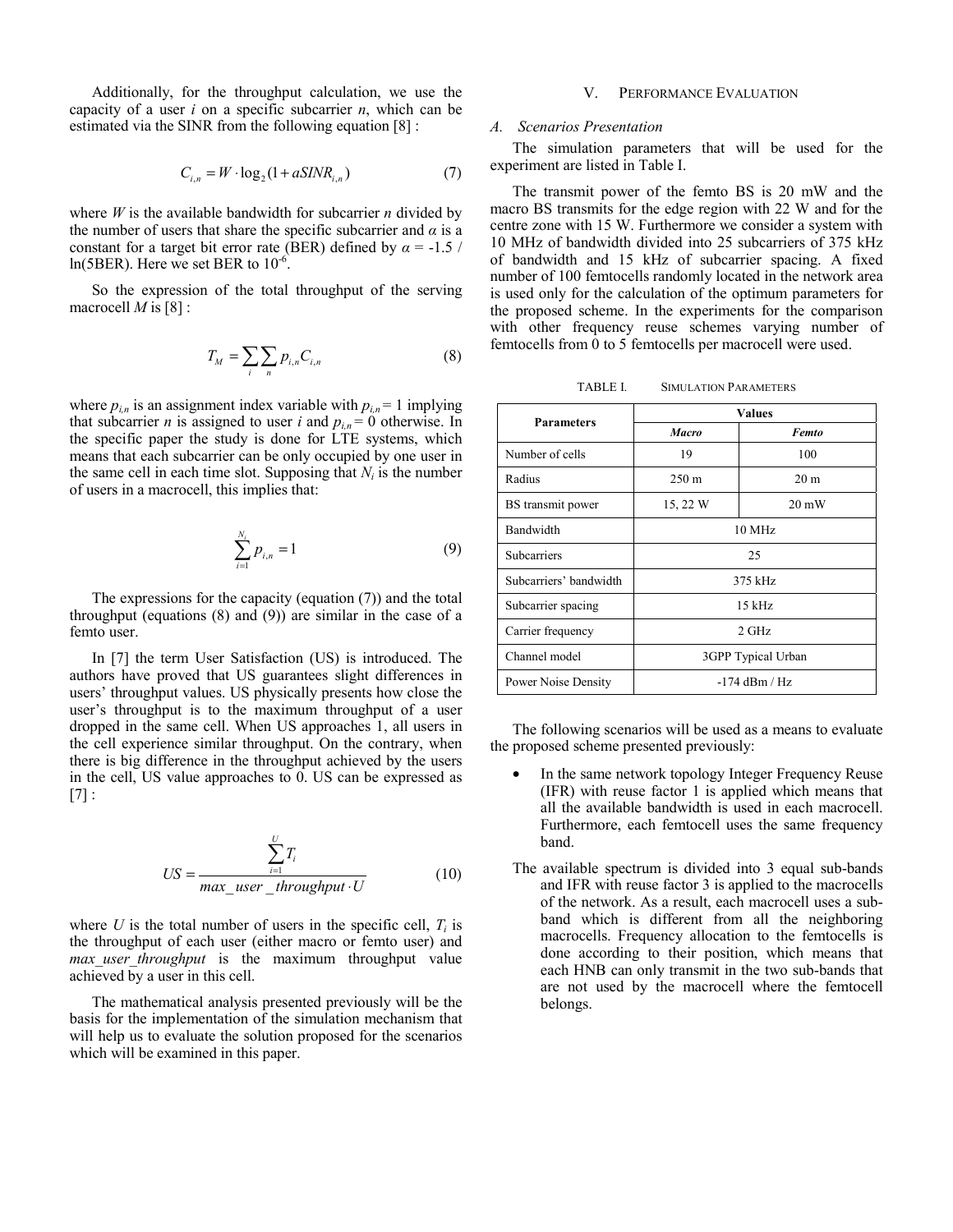Additionally, for the throughput calculation, we use the capacity of a user $i$ on a specific subcarrier $n$, which can be estimated via the SINR from the following equation [8] :

$$C_{i,n} = W \cdot \log_2(1 + aSINR_{i,n}) \tag{7}$$

where $W$ is the available bandwidth for subcarrier $n$ divided by the number of users that share the specific subcarrier and $\alpha$ is a constant for a target bit error rate (BER) defined by $\alpha = -1.5 / \ln(5BER)$. Here we set BER to $10^{-6}$.

So the expression of the total throughput of the serving macrocell $M$ is [8] :

$$T_M = \sum_i \sum_n p_{i,n} C_{i,n} \tag{8}$$

where $p_{i,n}$ is an assignment index variable with $p_{i,n} = 1$ implying that subcarrier $n$ is assigned to user $i$ and $p_{i,n} = 0$ otherwise. In the specific paper the study is done for LTE systems, which means that each subcarrier can be only occupied by one user in the same cell in each time slot. Supposing that $N_i$ is the number of users in a macrocell, this implies that:

$$\sum_{i=1}^{N_i} p_{i,n} = 1 \tag{9}$$

The expressions for the capacity (equation (7)) and the total throughput (equations (8) and (9)) are similar in the case of a femto user.

In [7] the term User Satisfaction (US) is introduced. The authors have proved that US guarantees slight differences in users' throughput values. US physically presents how close the user's throughput is to the maximum throughput of a user dropped in the same cell. When US approaches 1, all users in the cell experience similar throughput. On the contrary, when there is big difference in the throughput achieved by the users in the cell, US value approaches to 0. US can be expressed as [7] :

$$US = \frac{\sum_{i=1}^{U} T_i}{max\_user\_throughput \cdot U} \tag{10}$$

where $U$ is the total number of users in the specific cell, $T_i$ is the throughput of each user (either macro or femto user) and *max_user_throughput* is the maximum throughput value achieved by a user in this cell.

The mathematical analysis presented previously will be the basis for the implementation of the simulation mechanism that will help us to evaluate the solution proposed for the scenarios which will be examined in this paper.

## V. Performance Evaluation

### A. Scenarios Presentation

The simulation parameters that will be used for the experiment are listed in Table I.

The transmit power of the femto BS is 20 mW and the macro BS transmits for the edge region with 22 W and for the centre zone with 15 W. Furthermore we consider a system with 10 MHz of bandwidth divided into 25 subcarriers of 375 kHz of bandwidth and 15 kHz of subcarrier spacing. A fixed number of 100 femtocells randomly located in the network area is used only for the calculation of the optimum parameters for the proposed scheme. In the experiments for the comparison with other frequency reuse schemes varying number of femtocells from 0 to 5 femtocells per macrocell were used.

TABLE I. Simulation Parameters

| Parameters | Values | |
|---|---|---|
| | ***Macro*** | ***Femto*** |
| Number of cells | 19 | 100 |
| Radius | 250 m | 20 m |
| BS transmit power | 15, 22 W | 20 mW |
| Bandwidth | 10 MHz | |
| Subcarriers | 25 | |
| Subcarriers' bandwidth | 375 kHz | |
| Subcarrier spacing | 15 kHz | |
| Carrier frequency | 2 GHz | |
| Channel model | 3GPP Typical Urban | |
| Power Noise Density | -174 dBm / Hz | |

The following scenarios will be used as a means to evaluate the proposed scheme presented previously:

- In the same network topology Integer Frequency Reuse (IFR) with reuse factor 1 is applied which means that all the available bandwidth is used in each macrocell. Furthermore, each femtocell uses the same frequency band.

The available spectrum is divided into 3 equal sub-bands and IFR with reuse factor 3 is applied to the macrocells of the network. As a result, each macrocell uses a sub-band which is different from all the neighboring macrocells. Frequency allocation to the femtocells is done according to their position, which means that each HNB can only transmit in the two sub-bands that are not used by the macrocell where the femtocell belongs.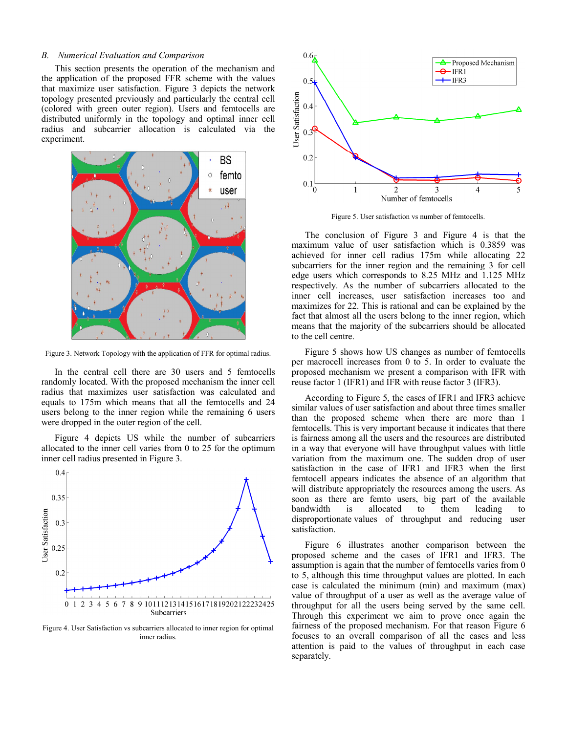### B. Numerical Evaluation and Comparison

This section presents the operation of the mechanism and the application of the proposed FFR scheme with the values that maximize user satisfaction. Figure 3 depicts the network topology presented previously and particularly the central cell (colored with green outer region). Users and femtocells are distributed uniformly in the topology and optimal inner cell radius and subcarrier allocation is calculated via the experiment.

Figure 3. Network Topology with the application of FFR for optimal radius.

In the central cell there are 30 users and 5 femtocells randomly located. With the proposed mechanism the inner cell radius that maximizes user satisfaction was calculated and equals to 175m which means that all the femtocells and 24 users belong to the inner region while the remaining 6 users were dropped in the outer region of the cell.

Figure 4 depicts US while the number of subcarriers allocated to the inner cell varies from 0 to 25 for the optimum inner cell radius presented in Figure 3.

Figure 4. User Satisfaction vs subcarriers allocated to inner region for optimal inner radius.

Figure 5. User satisfaction vs number of femtocells.

The conclusion of Figure 3 and Figure 4 is that the maximum value of user satisfaction which is 0.3859 was achieved for inner cell radius 175m while allocating 22 subcarriers for the inner region and the remaining 3 for cell edge users which corresponds to 8.25 MHz and 1.125 MHz respectively. As the number of subcarriers allocated to the inner cell increases, user satisfaction increases too and maximizes for 22. This is rational and can be explained by the fact that almost all the users belong to the inner region, which means that the majority of the subcarriers should be allocated to the cell centre.

Figure 5 shows how US changes as number of femtocells per macrocell increases from 0 to 5. In order to evaluate the proposed mechanism we present a comparison with IFR with reuse factor 1 (IFR1) and IFR with reuse factor 3 (IFR3).

According to Figure 5, the cases of IFR1 and IFR3 achieve similar values of user satisfaction and about three times smaller than the proposed scheme when there are more than 1 femtocells. This is very important because it indicates that there is fairness among all the users and the resources are distributed in a way that everyone will have throughput values with little variation from the maximum one. The sudden drop of user satisfaction in the case of IFR1 and IFR3 when the first femtocell appears indicates the absence of an algorithm that will distribute appropriately the resources among the users. As soon as there are femto users, big part of the available bandwidth is allocated to them leading to disproportionate values of throughput and reducing user satisfaction.

Figure 6 illustrates another comparison between the proposed scheme and the cases of IFR1 and IFR3. The assumption is again that the number of femtocells varies from 0 to 5, although this time throughput values are plotted. In each case is calculated the minimum (min) and maximum (max) value of throughput of a user as well as the average value of throughput for all the users being served by the same cell. Through this experiment we aim to prove once again the fairness of the proposed mechanism. For that reason Figure 6 focuses to an overall comparison of all the cases and less attention is paid to the values of throughput in each case separately.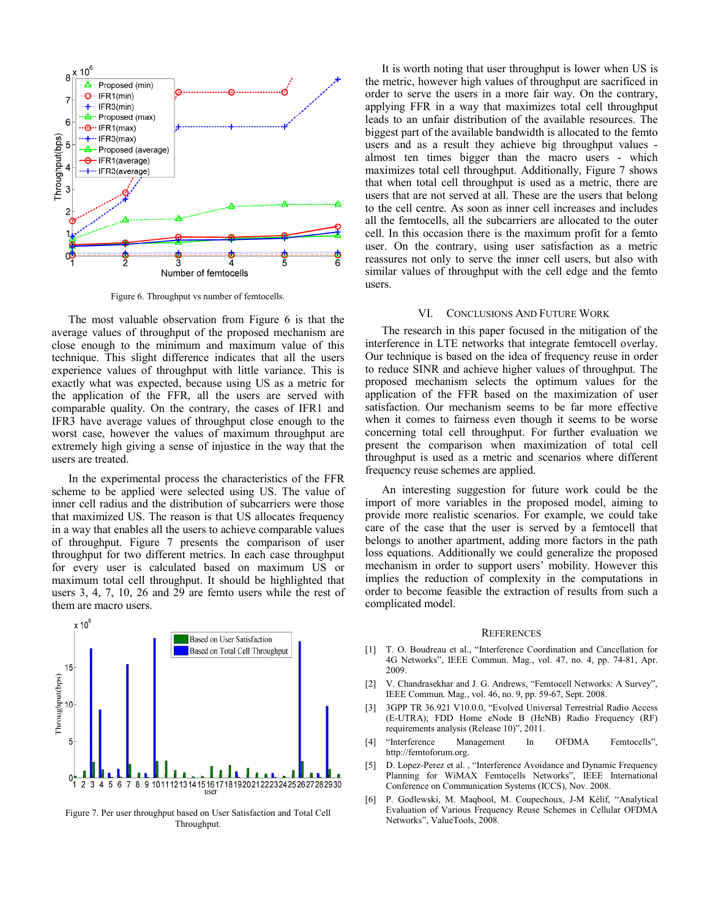Figure 6. Throughput vs number of femtocells.

The most valuable observation from Figure 6 is that the average values of throughput of the proposed mechanism are close enough to the minimum and maximum value of this technique. This slight difference indicates that all the users experience values of throughput with little variance. This is exactly what was expected, because using US as a metric for the application of the FFR, all the users are served with comparable quality. On the contrary, the cases of IFR1 and IFR3 have average values of throughput close enough to the worst case, however the values of maximum throughput are extremely high giving a sense of injustice in the way that the users are treated.

In the experimental process the characteristics of the FFR scheme to be applied were selected using US. The value of inner cell radius and the distribution of subcarriers were those that maximized US. The reason is that US allocates frequency in a way that enables all the users to achieve comparable values of throughput. Figure 7 presents the comparison of user throughput for two different metrics. In each case throughput for every user is calculated based on maximum US or maximum total cell throughput. It should be highlighted that users 3, 4, 7, 10, 26 and 29 are femto users while the rest of them are macro users.

Figure 7. Per user throughput based on User Satisfaction and Total Cell Throughput.

It is worth noting that user throughput is lower when US is the metric, however high values of throughput are sacrificed in order to serve the users in a more fair way. On the contrary, applying FFR in a way that maximizes total cell throughput leads to an unfair distribution of the available resources. The biggest part of the available bandwidth is allocated to the femto users and as a result they achieve big throughput values - almost ten times bigger than the macro users - which maximizes total cell throughput. Additionally, Figure 7 shows that when total cell throughput is used as a metric, there are users that are not served at all. These are the users that belong to the cell centre. As soon as inner cell increases and includes all the femtocells, all the subcarriers are allocated to the outer cell. In this occasion there is the maximum profit for a femto user. On the contrary, using user satisfaction as a metric reassures not only to serve the inner cell users, but also with similar values of throughput with the cell edge and the femto users.

## VI. Conclusions And Future Work

The research in this paper focused in the mitigation of the interference in LTE networks that integrate femtocell overlay. Our technique is based on the idea of frequency reuse in order to reduce SINR and achieve higher values of throughput. The proposed mechanism selects the optimum values for the application of the FFR based on the maximization of user satisfaction. Our mechanism seems to be far more effective when it comes to fairness even though it seems to be worse concerning total cell throughput. For further evaluation we present the comparison when maximization of total cell throughput is used as a metric and scenarios where different frequency reuse schemes are applied.

An interesting suggestion for future work could be the import of more variables in the proposed model, aiming to provide more realistic scenarios. For example, we could take care of the case that the user is served by a femtocell that belongs to another apartment, adding more factors in the path loss equations. Additionally we could generalize the proposed mechanism in order to support users' mobility. However this implies the reduction of complexity in the computations in order to become feasible the extraction of results from such a complicated model.

## References

[1] T. O. Boudreau et al., "Interference Coordination and Cancellation for 4G Networks", IEEE Commun. Mag., vol. 47, no. 4, pp. 74-81, Apr. 2009.

[2] V. Chandrasekhar and J. G. Andrews, "Femtocell Networks: A Survey", IEEE Commun. Mag., vol. 46, no. 9, pp. 59-67, Sept. 2008.

[3] 3GPP TR 36.921 V10.0.0, "Evolved Universal Terrestrial Radio Access (E-UTRA); FDD Home eNode B (HeNB) Radio Frequency (RF) requirements analysis (Release 10)", 2011.

[4] "Interference Management In OFDMA Femtocells", http://femtoforum.org.

[5] D. Lopez-Perez et al. , "Interference Avoidance and Dynamic Frequency Planning for WiMAX Femtocells Networks", IEEE International Conference on Communication Systems (ICCS), Nov. 2008.

[6] P. Godlewski, M. Maqbool, M. Coupechoux, J-M Kélif, "Analytical Evaluation of Various Frequency Reuse Schemes in Cellular OFDMA Networks", ValueTools, 2008.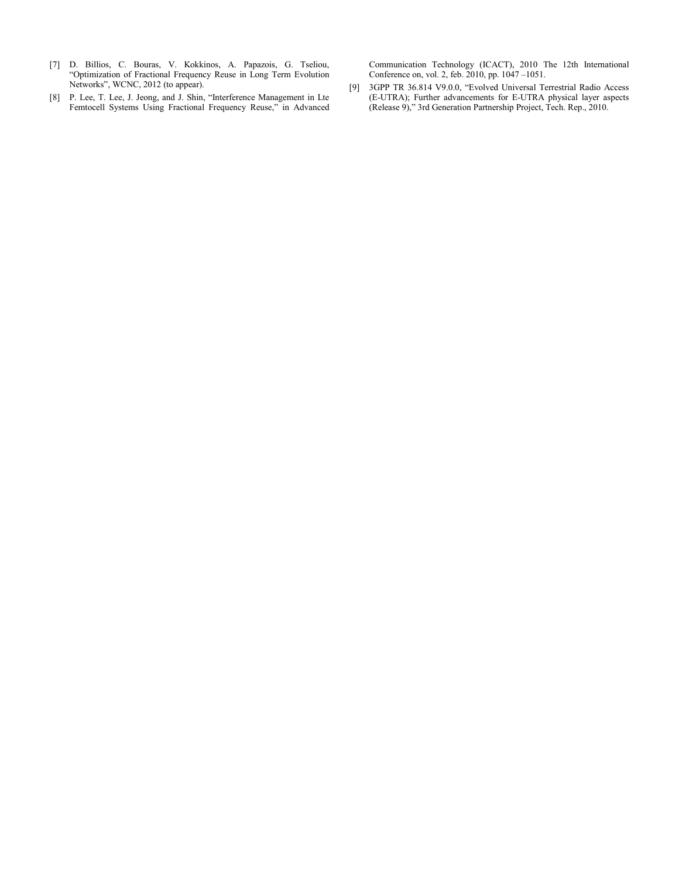[7] D. Billios, C. Bouras, V. Kokkinos, A. Papazois, G. Tseliou, "Optimization of Fractional Frequency Reuse in Long Term Evolution Networks", WCNC, 2012 (to appear).

[8] P. Lee, T. Lee, J. Jeong, and J. Shin, "Interference Management in Lte Femtocell Systems Using Fractional Frequency Reuse," in Advanced Communication Technology (ICACT), 2010 The 12th International Conference on, vol. 2, feb. 2010, pp. 1047 –1051.

[9] 3GPP TR 36.814 V9.0.0, "Evolved Universal Terrestrial Radio Access (E-UTRA); Further advancements for E-UTRA physical layer aspects (Release 9)," 3rd Generation Partnership Project, Tech. Rep., 2010.